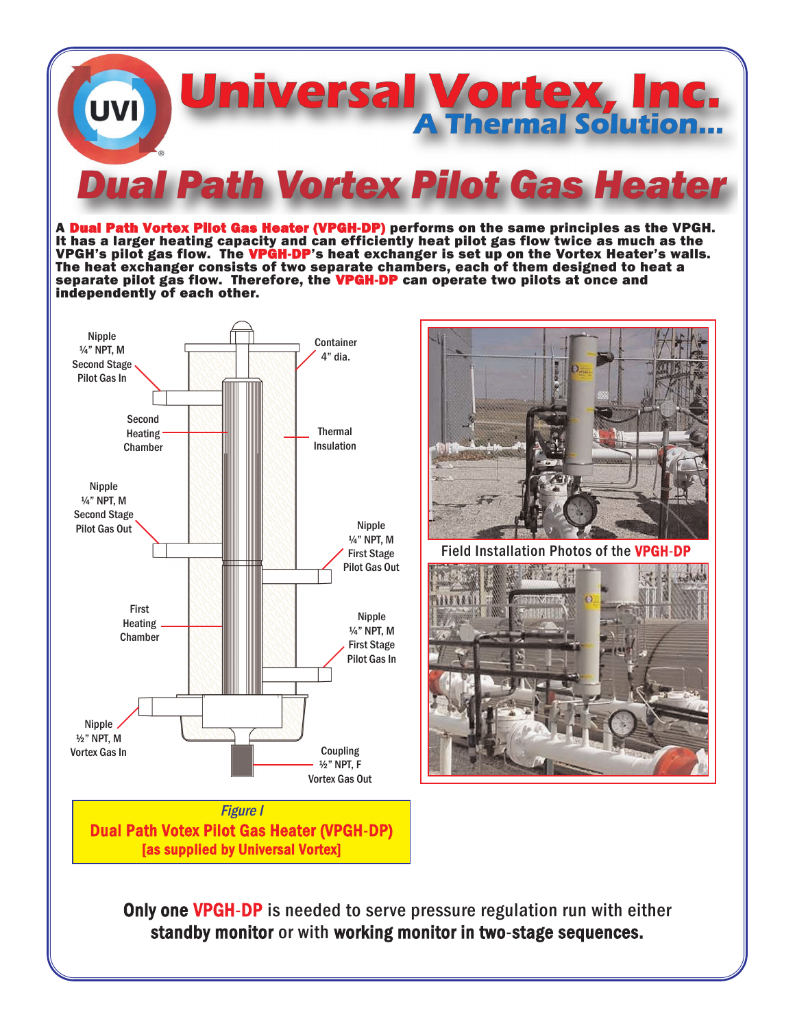# Universal Vortex, Inc.

## A Thermal Solution...

# Dual Path Vortex Pilot Gas Heater

**A Dual Path Vortex Pilot Gas Heater (VPGH-DP) performs on the same principles as the VPGH. It has a larger heating capacity and can efficiently heat pilot gas flow twice as much as the VPGH's pilot gas flow. The VPGH-DP's heat exchanger is set up on the Vortex Heater's walls. The heat exchanger consists of two separate chambers, each of them designed to heat a separate pilot gas flow. Therefore, the VPGH-DP can operate two pilots at once and independently of each other.**

Nipple ¼" NPT, M Second Stage Pilot Gas In

Container 4" dia.

Second Heating Chamber

Thermal Insulation

Nipple ¼" NPT, M Second Stage Pilot Gas Out

Nipple ¼" NPT, M First Stage Pilot Gas Out

First Heating Chamber

Nipple ¼" NPT, M First Stage Pilot Gas In

Nipple ½" NPT, M Vortex Gas In

Coupling ½" NPT, F Vortex Gas Out

*Figure I*

**Dual Path Votex Pilot Gas Heater (VPGH-DP)**
**[as supplied by Universal Vortex]**

Field Installation Photos of the **VPGH-DP**

**Only one VPGH-DP** is needed to serve pressure regulation run with either **standby monitor** or with **working monitor in two-stage sequences.**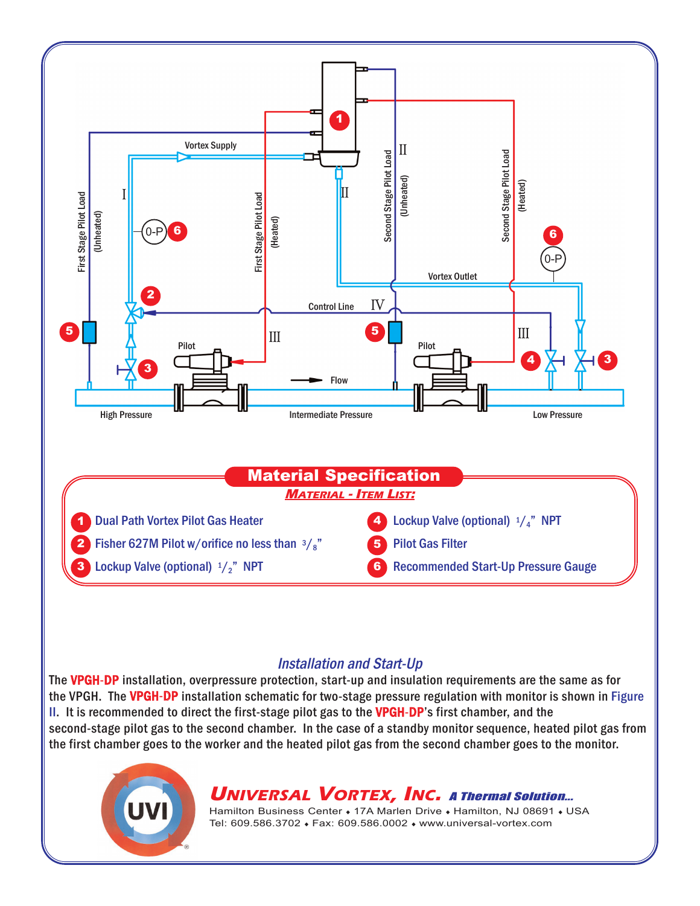Vortex Supply

First Stage Pilot Load (Unheated)

First Stage Pilot Load (Heated)

Second Stage Pilot Load (Unheated)

Second Stage Pilot Load (Heated)

I

II

III

IV

0-P

Vortex Outlet

Control Line

Pilot

Flow

High Pressure

Intermediate Pressure

Low Pressure

## Material Specification

***Material - Item List:***

1. Dual Path Vortex Pilot Gas Heater
2. Fisher 627M Pilot w/orifice no less than 3/8"
3. Lockup Valve (optional) 1/2" NPT
4. Lockup Valve (optional) 1/4" NPT
5. Pilot Gas Filter
6. Recommended Start-Up Pressure Gauge

## *Installation and Start-Up*

The **VPGH-DP** installation, overpressure protection, start-up and insulation requirements are the same as for the VPGH. The **VPGH-DP** installation schematic for two-stage pressure regulation with monitor is shown in Figure II. It is recommended to direct the first-stage pilot gas to the **VPGH-DP**'s first chamber, and the second-stage pilot gas to the second chamber. In the case of a standby monitor sequence, heated pilot gas from the first chamber goes to the worker and the heated pilot gas from the second chamber goes to the monitor.

UVI

**Universal Vortex, Inc.** *A Thermal Solution...*

Hamilton Business Center • 17A Marlen Drive • Hamilton, NJ 08691 • USA

Tel: 609.586.3702 • Fax: 609.586.0002 • www.universal-vortex.com